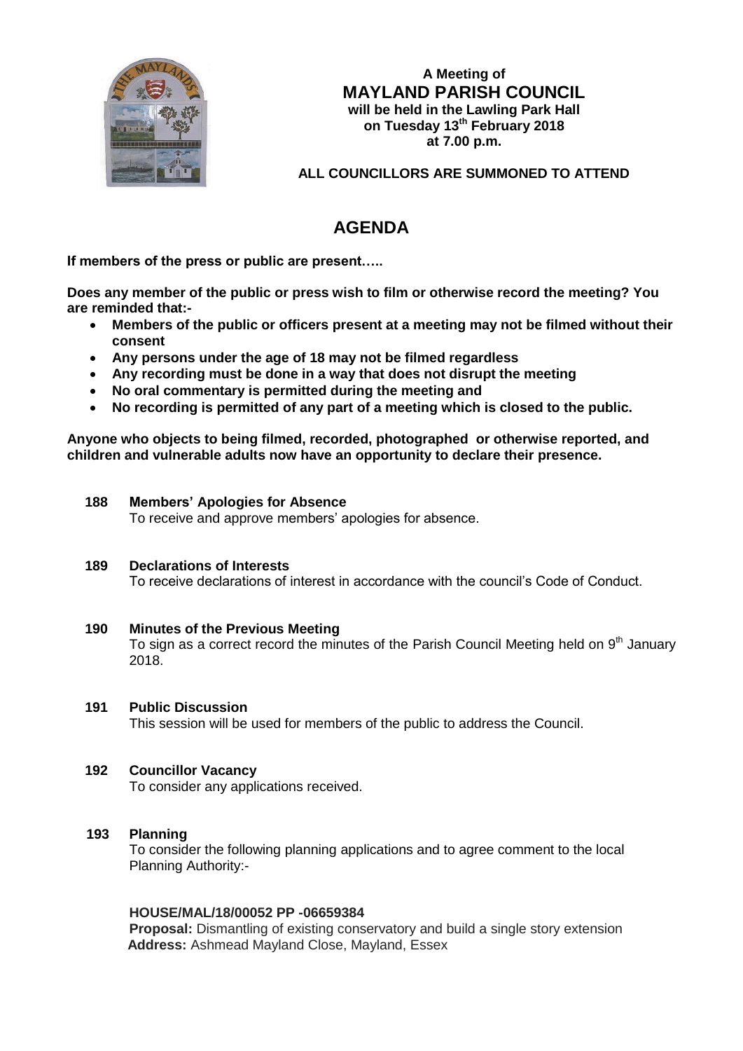**A Meeting of**

# MAYLAND PARISH COUNCIL

**will be held in the Lawling Park Hall on Tuesday 13th February 2018 at 7.00 p.m.**

**ALL COUNCILLORS ARE SUMMONED TO ATTEND**

# AGENDA

**If members of the press or public are present…..**

**Does any member of the public or press wish to film or otherwise record the meeting? You are reminded that:-**

- **Members of the public or officers present at a meeting may not be filmed without their consent**
- **Any persons under the age of 18 may not be filmed regardless**
- **Any recording must be done in a way that does not disrupt the meeting**
- **No oral commentary is permitted during the meeting and**
- **No recording is permitted of any part of a meeting which is closed to the public.**

**Anyone who objects to being filmed, recorded, photographed or otherwise reported, and children and vulnerable adults now have an opportunity to declare their presence.**

**188 Members' Apologies for Absence**

To receive and approve members' apologies for absence.

**189 Declarations of Interests**

To receive declarations of interest in accordance with the council's Code of Conduct.

**190 Minutes of the Previous Meeting**

To sign as a correct record the minutes of the Parish Council Meeting held on 9th January 2018.

**191 Public Discussion**

This session will be used for members of the public to address the Council.

**192 Councillor Vacancy**

To consider any applications received.

**193 Planning**

To consider the following planning applications and to agree comment to the local Planning Authority:-

**HOUSE/MAL/18/00052 PP -06659384**

**Proposal:** Dismantling of existing conservatory and build a single story extension

**Address:** Ashmead Mayland Close, Mayland, Essex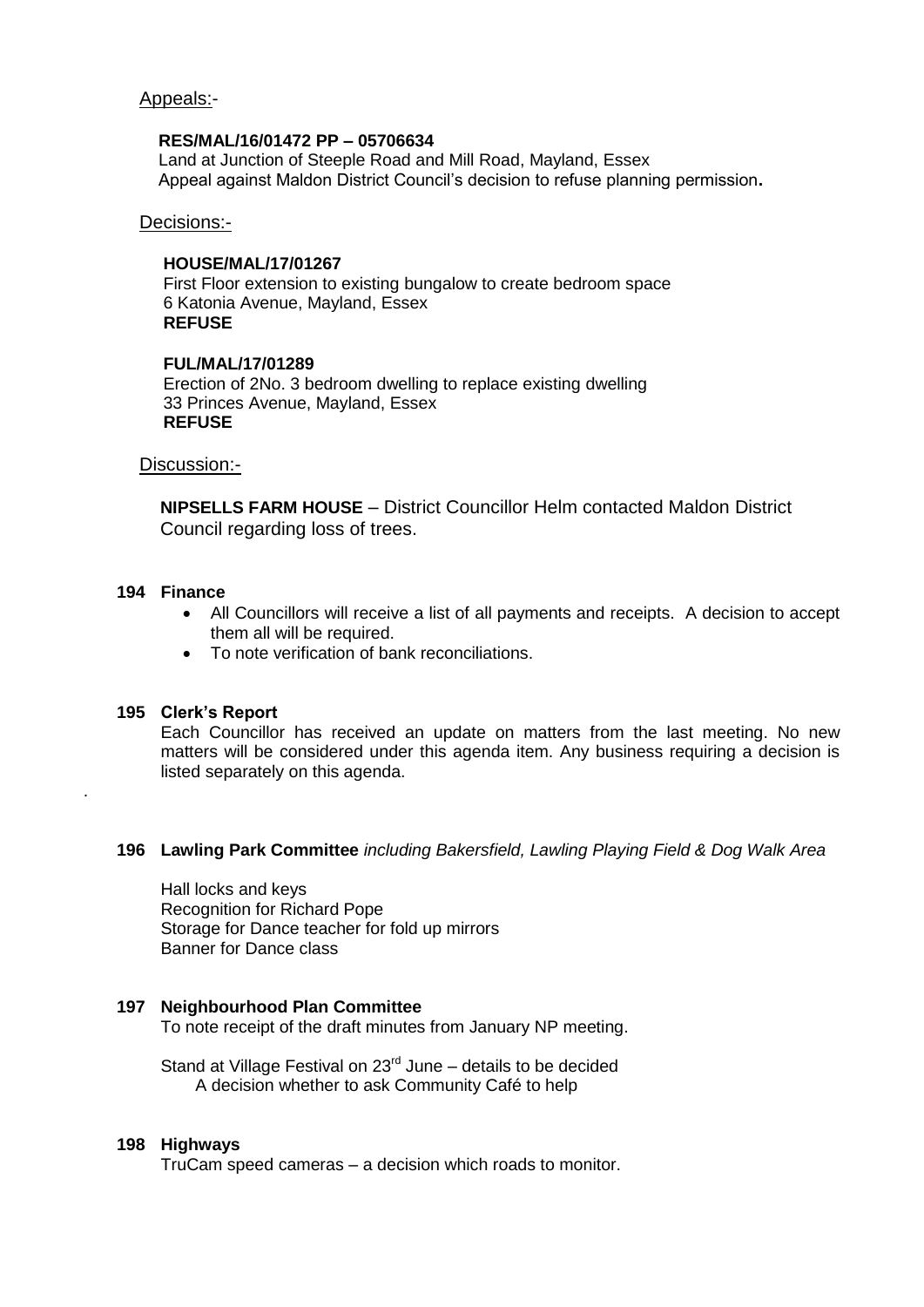<u>Appeals:</u>-

**RES/MAL/16/01472 PP – 05706634**
Land at Junction of Steeple Road and Mill Road, Mayland, Essex
Appeal against Maldon District Council's decision to refuse planning permission**.**

<u>Decisions:</u>-

**HOUSE/MAL/17/01267**
First Floor extension to existing bungalow to create bedroom space
6 Katonia Avenue, Mayland, Essex
**REFUSE**

**FUL/MAL/17/01289**
Erection of 2No. 3 bedroom dwelling to replace existing dwelling
33 Princes Avenue, Mayland, Essex
**REFUSE**

<u>Discussion:</u>-

**NIPSELLS FARM HOUSE** – District Councillor Helm contacted Maldon District Council regarding loss of trees.

**194 Finance**

- All Councillors will receive a list of all payments and receipts. A decision to accept them all will be required.
- To note verification of bank reconciliations.

**195 Clerk's Report**

Each Councillor has received an update on matters from the last meeting. No new matters will be considered under this agenda item. Any business requiring a decision is listed separately on this agenda.

.

**196 Lawling Park Committee** *including Bakersfield, Lawling Playing Field & Dog Walk Area*

Hall locks and keys
Recognition for Richard Pope
Storage for Dance teacher for fold up mirrors
Banner for Dance class

**197 Neighbourhood Plan Committee**

To note receipt of the draft minutes from January NP meeting.

Stand at Village Festival on 23rd June – details to be decided
A decision whether to ask Community Café to help

**198 Highways**

TruCam speed cameras – a decision which roads to monitor.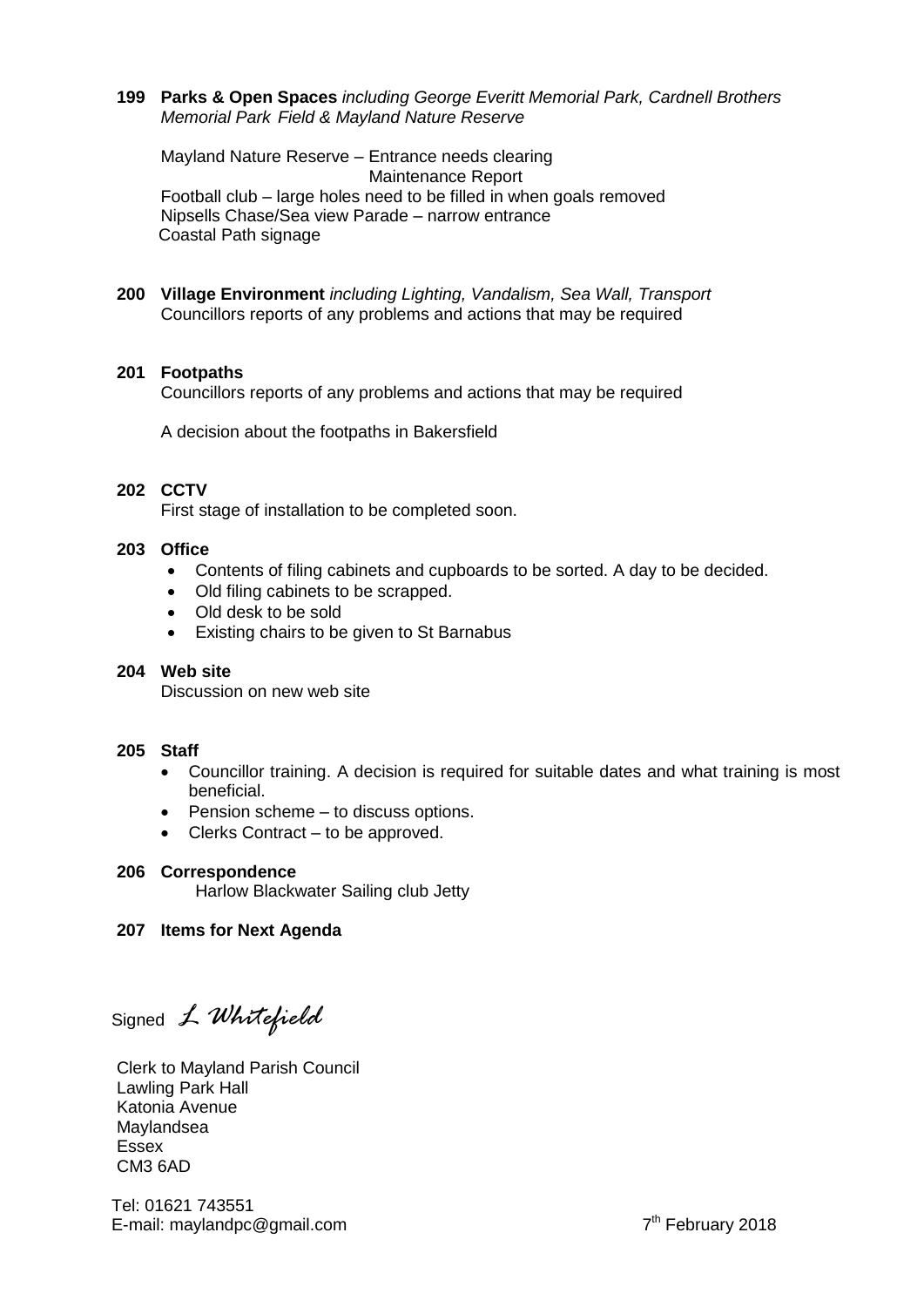**199 Parks & Open Spaces** *including George Everitt Memorial Park, Cardnell Brothers Memorial Park Field & Mayland Nature Reserve*

Mayland Nature Reserve – Entrance needs clearing
Maintenance Report
Football club – large holes need to be filled in when goals removed
Nipsells Chase/Sea view Parade – narrow entrance
Coastal Path signage

**200 Village Environment** *including Lighting, Vandalism, Sea Wall, Transport*
Councillors reports of any problems and actions that may be required

**201 Footpaths**
Councillors reports of any problems and actions that may be required

A decision about the footpaths in Bakersfield

**202 CCTV**
First stage of installation to be completed soon.

**203 Office**

- Contents of filing cabinets and cupboards to be sorted. A day to be decided.
- Old filing cabinets to be scrapped.
- Old desk to be sold
- Existing chairs to be given to St Barnabus

**204 Web site**
Discussion on new web site

**205 Staff**

- Councillor training. A decision is required for suitable dates and what training is most beneficial.
- Pension scheme – to discuss options.
- Clerks Contract – to be approved.

**206 Correspondence**
Harlow Blackwater Sailing club Jetty

**207 Items for Next Agenda**

Signed *L Whitefield*

Clerk to Mayland Parish Council
Lawling Park Hall
Katonia Avenue
Maylandsea
Essex
CM3 6AD

Tel: 01621 743551
E-mail: maylandpc@gmail.com

7th February 2018